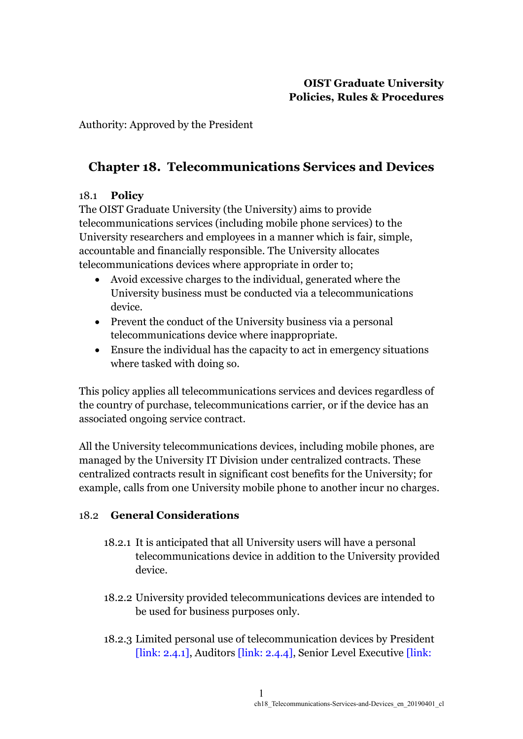**OIST Graduate University**
**Policies, Rules & Procedures**

Authority: Approved by the President

# Chapter 18. Telecommunications Services and Devices

## 18.1 Policy

The OIST Graduate University (the University) aims to provide telecommunications services (including mobile phone services) to the University researchers and employees in a manner which is fair, simple, accountable and financially responsible. The University allocates telecommunications devices where appropriate in order to;

- Avoid excessive charges to the individual, generated where the University business must be conducted via a telecommunications device.
- Prevent the conduct of the University business via a personal telecommunications device where inappropriate.
- Ensure the individual has the capacity to act in emergency situations where tasked with doing so.

This policy applies all telecommunications services and devices regardless of the country of purchase, telecommunications carrier, or if the device has an associated ongoing service contract.

All the University telecommunications devices, including mobile phones, are managed by the University IT Division under centralized contracts. These centralized contracts result in significant cost benefits for the University; for example, calls from one University mobile phone to another incur no charges.

## 18.2 General Considerations

18.2.1 It is anticipated that all University users will have a personal telecommunications device in addition to the University provided device.

18.2.2 University provided telecommunications devices are intended to be used for business purposes only.

18.2.3 Limited personal use of telecommunication devices by President [link: 2.4.1], Auditors [link: 2.4.4], Senior Level Executive [link: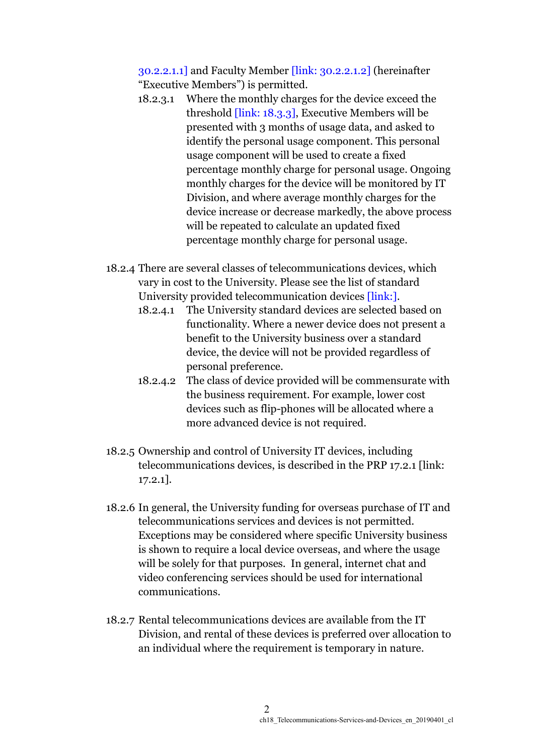30.2.2.1.1] and Faculty Member [link: 30.2.2.1.2] (hereinafter "Executive Members") is permitted.

18.2.3.1 Where the monthly charges for the device exceed the threshold [link: 18.3.3], Executive Members will be presented with 3 months of usage data, and asked to identify the personal usage component. This personal usage component will be used to create a fixed percentage monthly charge for personal usage. Ongoing monthly charges for the device will be monitored by IT Division, and where average monthly charges for the device increase or decrease markedly, the above process will be repeated to calculate an updated fixed percentage monthly charge for personal usage.

18.2.4 There are several classes of telecommunications devices, which vary in cost to the University. Please see the list of standard University provided telecommunication devices [link:].

18.2.4.1 The University standard devices are selected based on functionality. Where a newer device does not present a benefit to the University business over a standard device, the device will not be provided regardless of personal preference.

18.2.4.2 The class of device provided will be commensurate with the business requirement. For example, lower cost devices such as flip-phones will be allocated where a more advanced device is not required.

18.2.5 Ownership and control of University IT devices, including telecommunications devices, is described in the PRP 17.2.1 [link: 17.2.1].

18.2.6 In general, the University funding for overseas purchase of IT and telecommunications services and devices is not permitted. Exceptions may be considered where specific University business is shown to require a local device overseas, and where the usage will be solely for that purposes. In general, internet chat and video conferencing services should be used for international communications.

18.2.7 Rental telecommunications devices are available from the IT Division, and rental of these devices is preferred over allocation to an individual where the requirement is temporary in nature.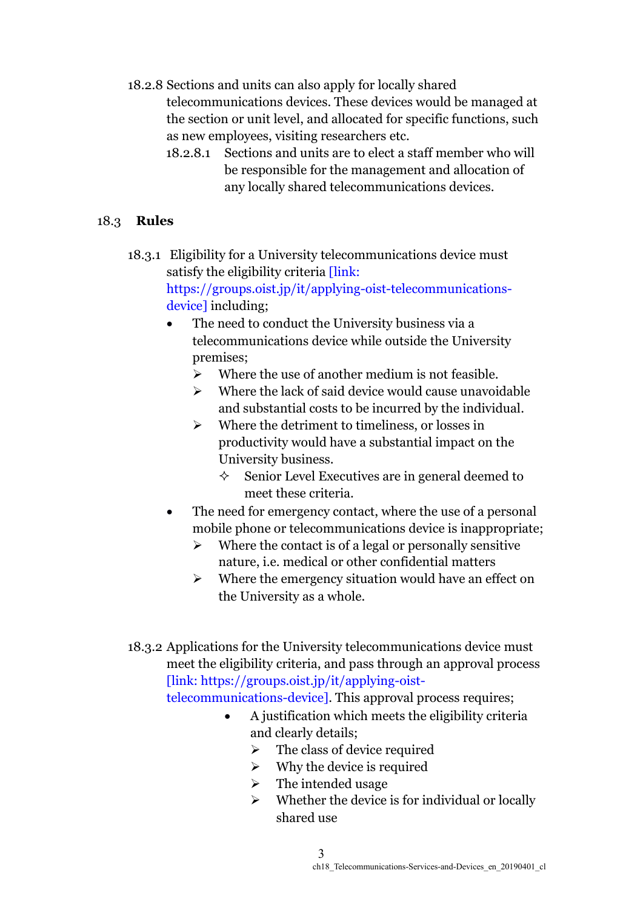18.2.8 Sections and units can also apply for locally shared telecommunications devices. These devices would be managed at the section or unit level, and allocated for specific functions, such as new employees, visiting researchers etc.

18.2.8.1 Sections and units are to elect a staff member who will be responsible for the management and allocation of any locally shared telecommunications devices.

## 18.3 Rules

18.3.1 Eligibility for a University telecommunications device must satisfy the eligibility criteria [link: https://groups.oist.jp/it/applying-oist-telecommunications-device] including;

- The need to conduct the University business via a telecommunications device while outside the University premises;
  - Where the use of another medium is not feasible.
  - Where the lack of said device would cause unavoidable and substantial costs to be incurred by the individual.
  - Where the detriment to timeliness, or losses in productivity would have a substantial impact on the University business.
    - Senior Level Executives are in general deemed to meet these criteria.
- The need for emergency contact, where the use of a personal mobile phone or telecommunications device is inappropriate;
  - Where the contact is of a legal or personally sensitive nature, i.e. medical or other confidential matters
  - Where the emergency situation would have an effect on the University as a whole.

18.3.2 Applications for the University telecommunications device must meet the eligibility criteria, and pass through an approval process [link: https://groups.oist.jp/it/applying-oist-telecommunications-device]. This approval process requires;

- A justification which meets the eligibility criteria and clearly details;
  - The class of device required
  - Why the device is required
  - The intended usage
  - Whether the device is for individual or locally shared use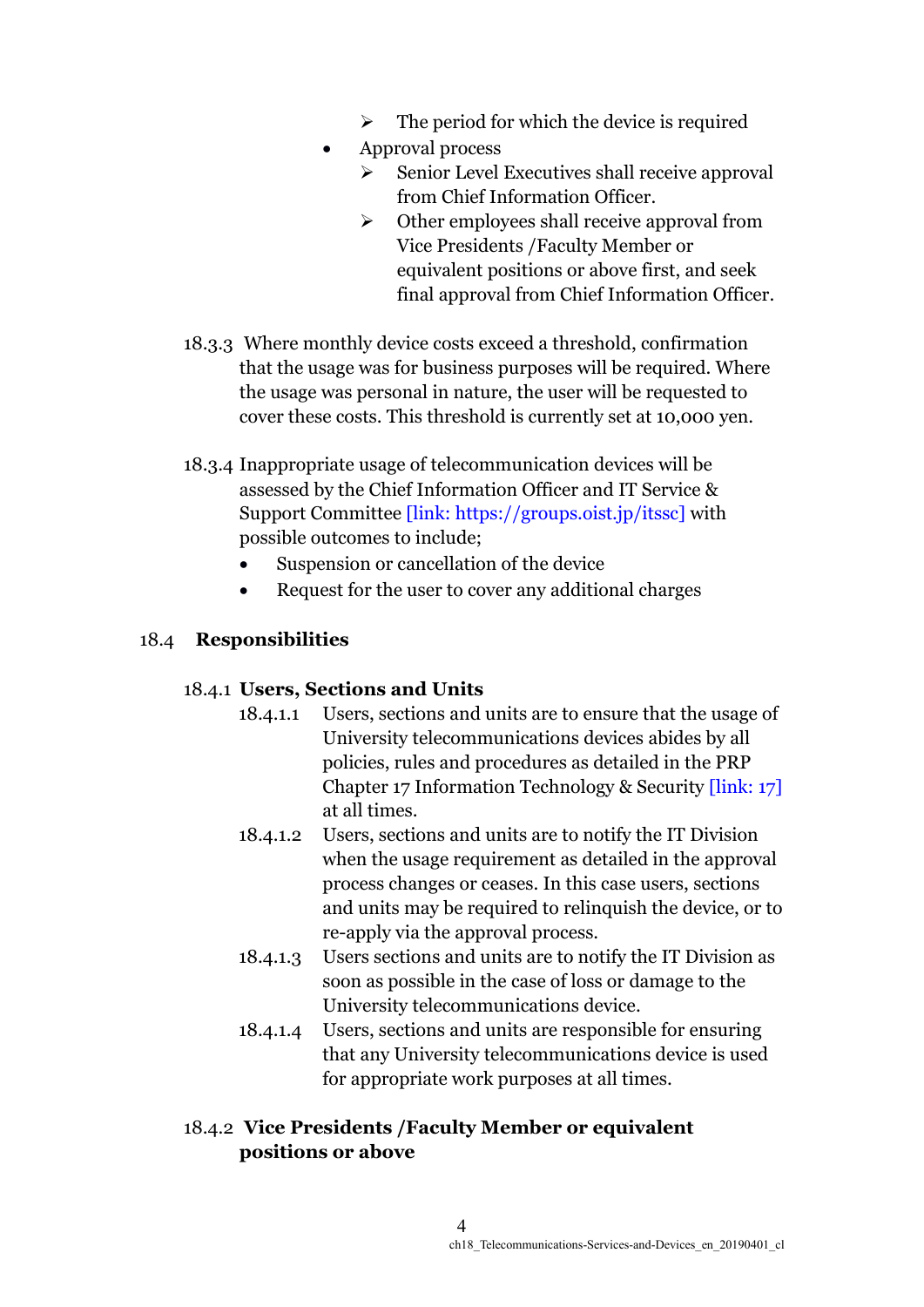- The period for which the device is required
- Approval process
    - Senior Level Executives shall receive approval from Chief Information Officer.
    - Other employees shall receive approval from Vice Presidents /Faculty Member or equivalent positions or above first, and seek final approval from Chief Information Officer.

18.3.3 Where monthly device costs exceed a threshold, confirmation that the usage was for business purposes will be required. Where the usage was personal in nature, the user will be requested to cover these costs. This threshold is currently set at 10,000 yen.

18.3.4 Inappropriate usage of telecommunication devices will be assessed by the Chief Information Officer and IT Service & Support Committee [link: https://groups.oist.jp/itssc] with possible outcomes to include;

- Suspension or cancellation of the device
- Request for the user to cover any additional charges

## 18.4 Responsibilities

### 18.4.1 Users, Sections and Units

18.4.1.1 Users, sections and units are to ensure that the usage of University telecommunications devices abides by all policies, rules and procedures as detailed in the PRP Chapter 17 Information Technology & Security [link: 17] at all times.

18.4.1.2 Users, sections and units are to notify the IT Division when the usage requirement as detailed in the approval process changes or ceases. In this case users, sections and units may be required to relinquish the device, or to re-apply via the approval process.

18.4.1.3 Users sections and units are to notify the IT Division as soon as possible in the case of loss or damage to the University telecommunications device.

18.4.1.4 Users, sections and units are responsible for ensuring that any University telecommunications device is used for appropriate work purposes at all times.

### 18.4.2 Vice Presidents /Faculty Member or equivalent positions or above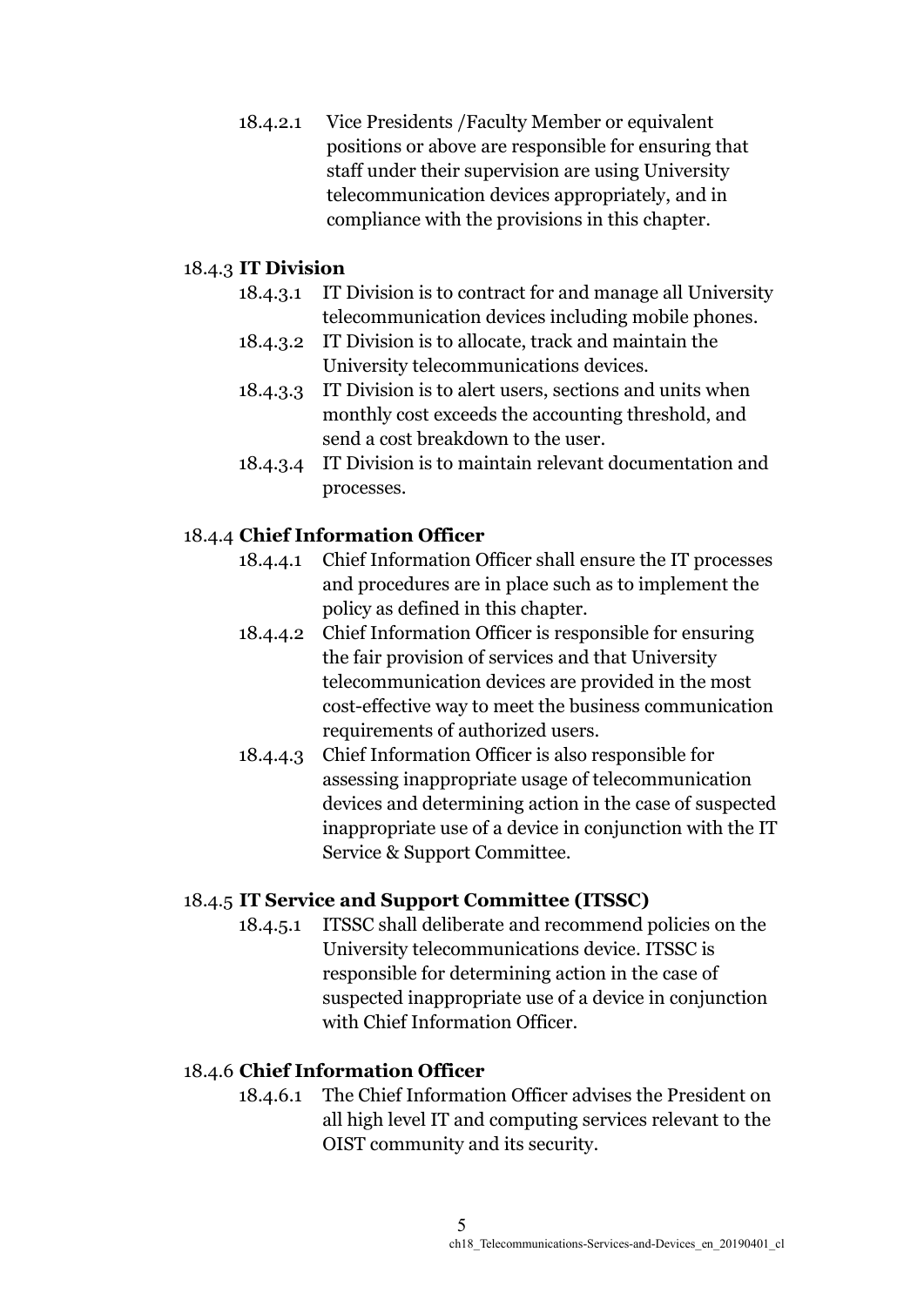18.4.2.1 Vice Presidents /Faculty Member or equivalent positions or above are responsible for ensuring that staff under their supervision are using University telecommunication devices appropriately, and in compliance with the provisions in this chapter.

### 18.4.3 **IT Division**

- 18.4.3.1 IT Division is to contract for and manage all University telecommunication devices including mobile phones.
- 18.4.3.2 IT Division is to allocate, track and maintain the University telecommunications devices.
- 18.4.3.3 IT Division is to alert users, sections and units when monthly cost exceeds the accounting threshold, and send a cost breakdown to the user.
- 18.4.3.4 IT Division is to maintain relevant documentation and processes.

### 18.4.4 **Chief Information Officer**

- 18.4.4.1 Chief Information Officer shall ensure the IT processes and procedures are in place such as to implement the policy as defined in this chapter.
- 18.4.4.2 Chief Information Officer is responsible for ensuring the fair provision of services and that University telecommunication devices are provided in the most cost-effective way to meet the business communication requirements of authorized users.
- 18.4.4.3 Chief Information Officer is also responsible for assessing inappropriate usage of telecommunication devices and determining action in the case of suspected inappropriate use of a device in conjunction with the IT Service & Support Committee.

### 18.4.5 **IT Service and Support Committee (ITSSC)**

- 18.4.5.1 ITSSC shall deliberate and recommend policies on the University telecommunications device. ITSSC is responsible for determining action in the case of suspected inappropriate use of a device in conjunction with Chief Information Officer.

### 18.4.6 **Chief Information Officer**

- 18.4.6.1 The Chief Information Officer advises the President on all high level IT and computing services relevant to the OIST community and its security.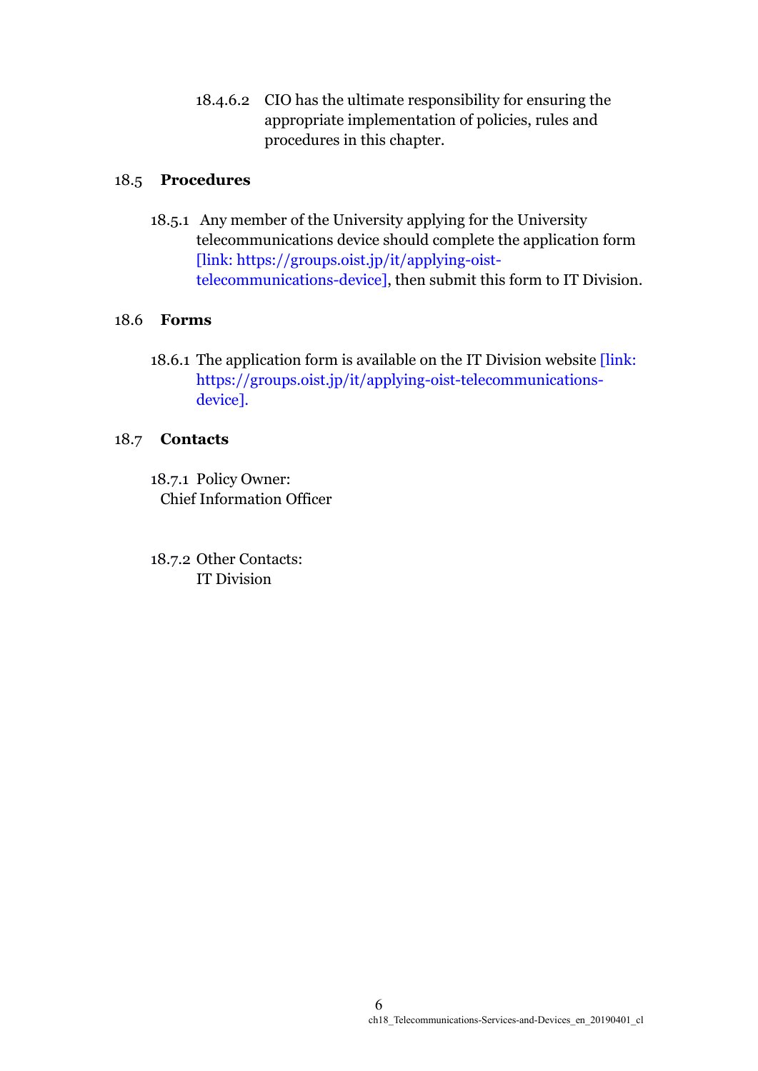18.4.6.2 CIO has the ultimate responsibility for ensuring the appropriate implementation of policies, rules and procedures in this chapter.

## 18.5 Procedures

18.5.1 Any member of the University applying for the University telecommunications device should complete the application form [link: https://groups.oist.jp/it/applying-oist-telecommunications-device], then submit this form to IT Division.

## 18.6 Forms

18.6.1 The application form is available on the IT Division website [link: https://groups.oist.jp/it/applying-oist-telecommunications-device].

## 18.7 Contacts

18.7.1 Policy Owner:
Chief Information Officer

18.7.2 Other Contacts:
IT Division